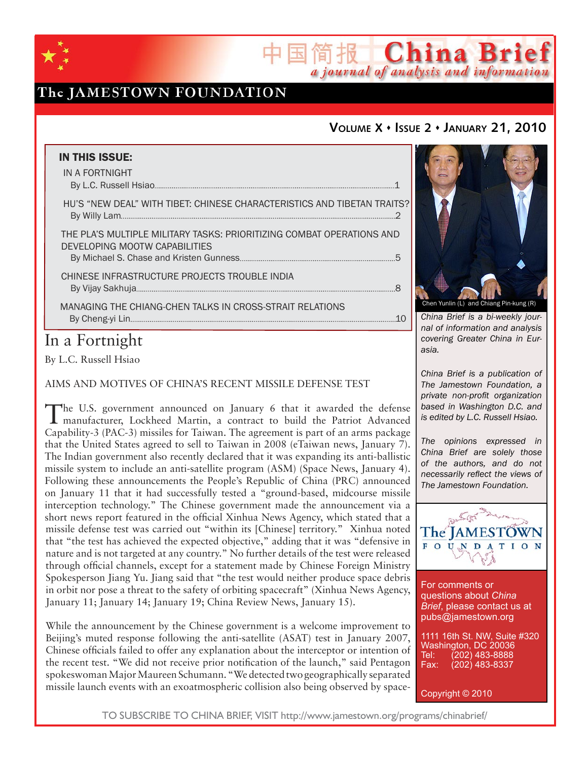# China Brief

中国简报

*a journal of analysis and information*

The JAMESTOWN FOUNDATION

**Volume X • Issue 2 • January 21, 2010**

**IN THIS ISSUE:**

IN A FORTNIGHT
By L.C. Russell Hsiao....1

HU'S "NEW DEAL" WITH TIBET: CHINESE CHARACTERISTICS AND TIBETAN TRAITS?
By Willy Lam....2

THE PLA'S MULTIPLE MILITARY TASKS: PRIORITIZING COMBAT OPERATIONS AND DEVELOPING MOOTW CAPABILITIES
By Michael S. Chase and Kristen Gunness....5

CHINESE INFRASTRUCTURE PROJECTS TROUBLE INDIA
By Vijay Sakhuja....8

MANAGING THE CHIANG-CHEN TALKS IN CROSS-STRAIT RELATIONS
By Cheng-yi Lin....10

Chen Yunlin (L) and Chiang Pin-kung (R)

*China Brief is a bi-weekly journal of information and analysis covering Greater China in Eurasia.*

*China Brief is a publication of The Jamestown Foundation, a private non-profit organization based in Washington D.C. and is edited by L.C. Russell Hsiao.*

*The opinions expressed in China Brief are solely those of the authors, and do not necessarily reflect the views of The Jamestown Foundation.*

For comments or questions about *China Brief*, please contact us at pubs@jamestown.org

1111 16th St. NW, Suite #320
Washington, DC 20036
Tel: (202) 483-8888
Fax: (202) 483-8337

Copyright © 2010

# In a Fortnight

By L.C. Russell Hsiao

## AIMS AND MOTIVES OF CHINA'S RECENT MISSILE DEFENSE TEST

The U.S. government announced on January 6 that it awarded the defense manufacturer, Lockheed Martin, a contract to build the Patriot Advanced Capability-3 (PAC-3) missiles for Taiwan. The agreement is part of an arms package that the United States agreed to sell to Taiwan in 2008 (eTaiwan news, January 7). The Indian government also recently declared that it was expanding its anti-ballistic missile system to include an anti-satellite program (ASM) (Space News, January 4). Following these announcements the People's Republic of China (PRC) announced on January 11 that it had successfully tested a "ground-based, midcourse missile interception technology." The Chinese government made the announcement via a short news report featured in the official Xinhua News Agency, which stated that a missile defense test was carried out "within its [Chinese] territory." Xinhua noted that "the test has achieved the expected objective," adding that it was "defensive in nature and is not targeted at any country." No further details of the test were released through official channels, except for a statement made by Chinese Foreign Ministry Spokesperson Jiang Yu. Jiang said that "the test would neither produce space debris in orbit nor pose a threat to the safety of orbiting spacecraft" (Xinhua News Agency, January 11; January 14; January 19; China Review News, January 15).

While the announcement by the Chinese government is a welcome improvement to Beijing's muted response following the anti-satellite (ASAT) test in January 2007, Chinese officials failed to offer any explanation about the interceptor or intention of the recent test. "We did not receive prior notification of the launch," said Pentagon spokeswoman Major Maureen Schumann. "We detected two geographically separated missile launch events with an exoatmospheric collision also being observed by space-

TO SUBSCRIBE TO CHINA BRIEF, VISIT http://www.jamestown.org/programs/chinabrief/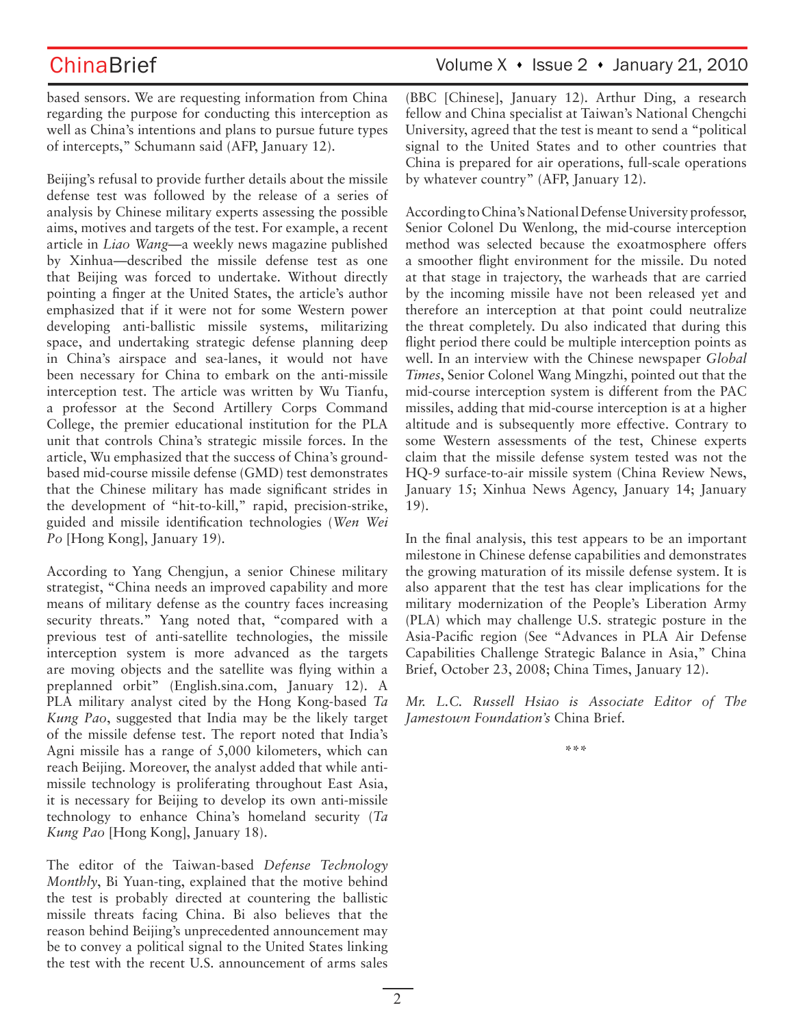based sensors. We are requesting information from China regarding the purpose for conducting this interception as well as China's intentions and plans to pursue future types of intercepts," Schumann said (AFP, January 12).

Beijing's refusal to provide further details about the missile defense test was followed by the release of a series of analysis by Chinese military experts assessing the possible aims, motives and targets of the test. For example, a recent article in *Liao Wang*—a weekly news magazine published by Xinhua—described the missile defense test as one that Beijing was forced to undertake. Without directly pointing a finger at the United States, the article's author emphasized that if it were not for some Western power developing anti-ballistic missile systems, militarizing space, and undertaking strategic defense planning deep in China's airspace and sea-lanes, it would not have been necessary for China to embark on the anti-missile interception test. The article was written by Wu Tianfu, a professor at the Second Artillery Corps Command College, the premier educational institution for the PLA unit that controls China's strategic missile forces. In the article, Wu emphasized that the success of China's ground-based mid-course missile defense (GMD) test demonstrates that the Chinese military has made significant strides in the development of "hit-to-kill," rapid, precision-strike, guided and missile identification technologies (*Wen Wei Po* [Hong Kong], January 19).

According to Yang Chengjun, a senior Chinese military strategist, "China needs an improved capability and more means of military defense as the country faces increasing security threats." Yang noted that, "compared with a previous test of anti-satellite technologies, the missile interception system is more advanced as the targets are moving objects and the satellite was flying within a preplanned orbit" (English.sina.com, January 12). A PLA military analyst cited by the Hong Kong-based *Ta Kung Pao*, suggested that India may be the likely target of the missile defense test. The report noted that India's Agni missile has a range of 5,000 kilometers, which can reach Beijing. Moreover, the analyst added that while anti-missile technology is proliferating throughout East Asia, it is necessary for Beijing to develop its own anti-missile technology to enhance China's homeland security (*Ta Kung Pao* [Hong Kong], January 18).

The editor of the Taiwan-based *Defense Technology Monthly*, Bi Yuan-ting, explained that the motive behind the test is probably directed at countering the ballistic missile threats facing China. Bi also believes that the reason behind Beijing's unprecedented announcement may be to convey a political signal to the United States linking the test with the recent U.S. announcement of arms sales (BBC [Chinese], January 12). Arthur Ding, a research fellow and China specialist at Taiwan's National Chengchi University, agreed that the test is meant to send a "political signal to the United States and to other countries that China is prepared for air operations, full-scale operations by whatever country" (AFP, January 12).

According to China's National Defense University professor, Senior Colonel Du Wenlong, the mid-course interception method was selected because the exoatmosphere offers a smoother flight environment for the missile. Du noted at that stage in trajectory, the warheads that are carried by the incoming missile have not been released yet and therefore an interception at that point could neutralize the threat completely. Du also indicated that during this flight period there could be multiple interception points as well. In an interview with the Chinese newspaper *Global Times*, Senior Colonel Wang Mingzhi, pointed out that the mid-course interception system is different from the PAC missiles, adding that mid-course interception is at a higher altitude and is subsequently more effective. Contrary to some Western assessments of the test, Chinese experts claim that the missile defense system tested was not the HQ-9 surface-to-air missile system (China Review News, January 15; Xinhua News Agency, January 14; January 19).

In the final analysis, this test appears to be an important milestone in Chinese defense capabilities and demonstrates the growing maturation of its missile defense system. It is also apparent that the test has clear implications for the military modernization of the People's Liberation Army (PLA) which may challenge U.S. strategic posture in the Asia-Pacific region (See "Advances in PLA Air Defense Capabilities Challenge Strategic Balance in Asia," China Brief, October 23, 2008; China Times, January 12).

*Mr. L.C. Russell Hsiao is Associate Editor of The Jamestown Foundation's* China Brief.

\*\*\*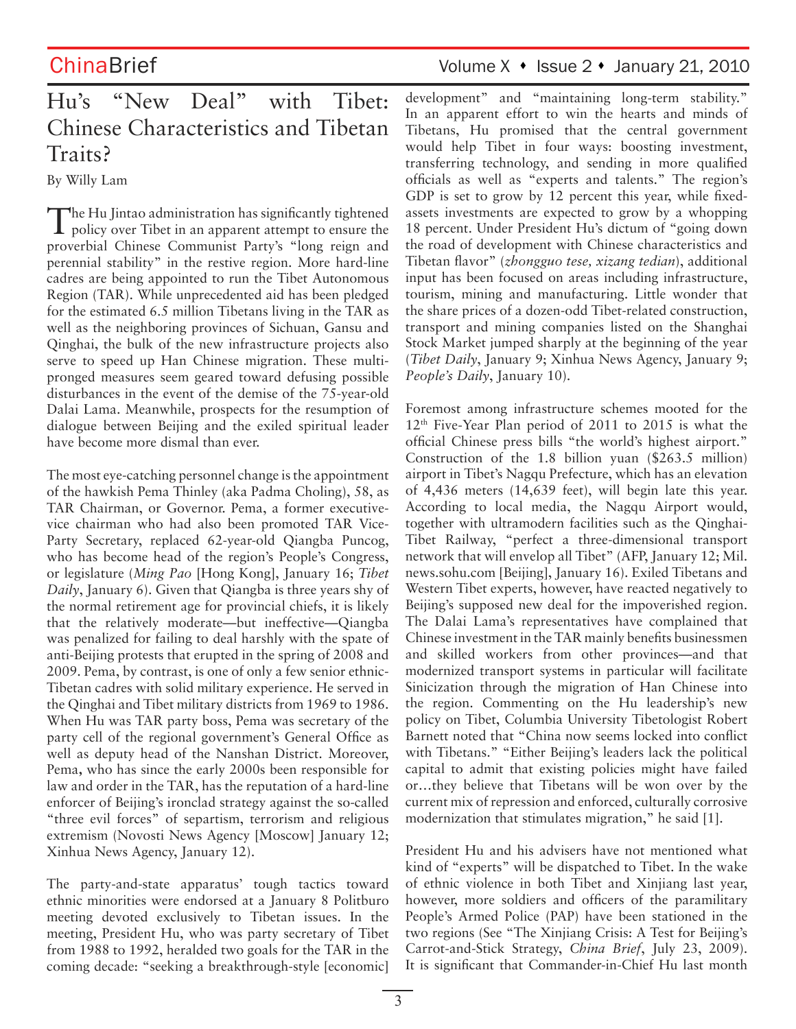# Hu's "New Deal" with Tibet: Chinese Characteristics and Tibetan Traits?

By Willy Lam

The Hu Jintao administration has significantly tightened policy over Tibet in an apparent attempt to ensure the proverbial Chinese Communist Party's "long reign and perennial stability" in the restive region. More hard-line cadres are being appointed to run the Tibet Autonomous Region (TAR). While unprecedented aid has been pledged for the estimated 6.5 million Tibetans living in the TAR as well as the neighboring provinces of Sichuan, Gansu and Qinghai, the bulk of the new infrastructure projects also serve to speed up Han Chinese migration. These multi-pronged measures seem geared toward defusing possible disturbances in the event of the demise of the 75-year-old Dalai Lama. Meanwhile, prospects for the resumption of dialogue between Beijing and the exiled spiritual leader have become more dismal than ever.

The most eye-catching personnel change is the appointment of the hawkish Pema Thinley (aka Padma Choling), 58, as TAR Chairman, or Governor. Pema, a former executive-vice chairman who had also been promoted TAR Vice-Party Secretary, replaced 62-year-old Qiangba Puncog, who has become head of the region's People's Congress, or legislature (*Ming Pao* [Hong Kong], January 16; *Tibet Daily*, January 6). Given that Qiangba is three years shy of the normal retirement age for provincial chiefs, it is likely that the relatively moderate—but ineffective—Qiangba was penalized for failing to deal harshly with the spate of anti-Beijing protests that erupted in the spring of 2008 and 2009. Pema, by contrast, is one of only a few senior ethnic-Tibetan cadres with solid military experience. He served in the Qinghai and Tibet military districts from 1969 to 1986. When Hu was TAR party boss, Pema was secretary of the party cell of the regional government's General Office as well as deputy head of the Nanshan District. Moreover, Pema, who has since the early 2000s been responsible for law and order in the TAR, has the reputation of a hard-line enforcer of Beijing's ironclad strategy against the so-called "three evil forces" of separtism, terrorism and religious extremism (Novosti News Agency [Moscow] January 12; Xinhua News Agency, January 12).

The party-and-state apparatus' tough tactics toward ethnic minorities were endorsed at a January 8 Politburo meeting devoted exclusively to Tibetan issues. In the meeting, President Hu, who was party secretary of Tibet from 1988 to 1992, heralded two goals for the TAR in the coming decade: "seeking a breakthrough-style [economic] development" and "maintaining long-term stability." In an apparent effort to win the hearts and minds of Tibetans, Hu promised that the central government would help Tibet in four ways: boosting investment, transferring technology, and sending in more qualified officials as well as "experts and talents." The region's GDP is set to grow by 12 percent this year, while fixed-assets investments are expected to grow by a whopping 18 percent. Under President Hu's dictum of "going down the road of development with Chinese characteristics and Tibetan flavor" (*zhongguo tese, xizang tedian*), additional input has been focused on areas including infrastructure, tourism, mining and manufacturing. Little wonder that the share prices of a dozen-odd Tibet-related construction, transport and mining companies listed on the Shanghai Stock Market jumped sharply at the beginning of the year (*Tibet Daily*, January 9; Xinhua News Agency, January 9; *People's Daily*, January 10).

Foremost among infrastructure schemes mooted for the 12th Five-Year Plan period of 2011 to 2015 is what the official Chinese press bills "the world's highest airport." Construction of the 1.8 billion yuan ($263.5 million) airport in Tibet's Nagqu Prefecture, which has an elevation of 4,436 meters (14,639 feet), will begin late this year. According to local media, the Nagqu Airport would, together with ultramodern facilities such as the Qinghai-Tibet Railway, "perfect a three-dimensional transport network that will envelop all Tibet" (AFP, January 12; Mil.news.sohu.com [Beijing], January 16). Exiled Tibetans and Western Tibet experts, however, have reacted negatively to Beijing's supposed new deal for the impoverished region. The Dalai Lama's representatives have complained that Chinese investment in the TAR mainly benefits businessmen and skilled workers from other provinces—and that modernized transport systems in particular will facilitate Sinicization through the migration of Han Chinese into the region. Commenting on the Hu leadership's new policy on Tibet, Columbia University Tibetologist Robert Barnett noted that "China now seems locked into conflict with Tibetans." "Either Beijing's leaders lack the political capital to admit that existing policies might have failed or…they believe that Tibetans will be won over by the current mix of repression and enforced, culturally corrosive modernization that stimulates migration," he said [1].

President Hu and his advisers have not mentioned what kind of "experts" will be dispatched to Tibet. In the wake of ethnic violence in both Tibet and Xinjiang last year, however, more soldiers and officers of the paramilitary People's Armed Police (PAP) have been stationed in the two regions (See "The Xinjiang Crisis: A Test for Beijing's Carrot-and-Stick Strategy, *China Brief*, July 23, 2009). It is significant that Commander-in-Chief Hu last month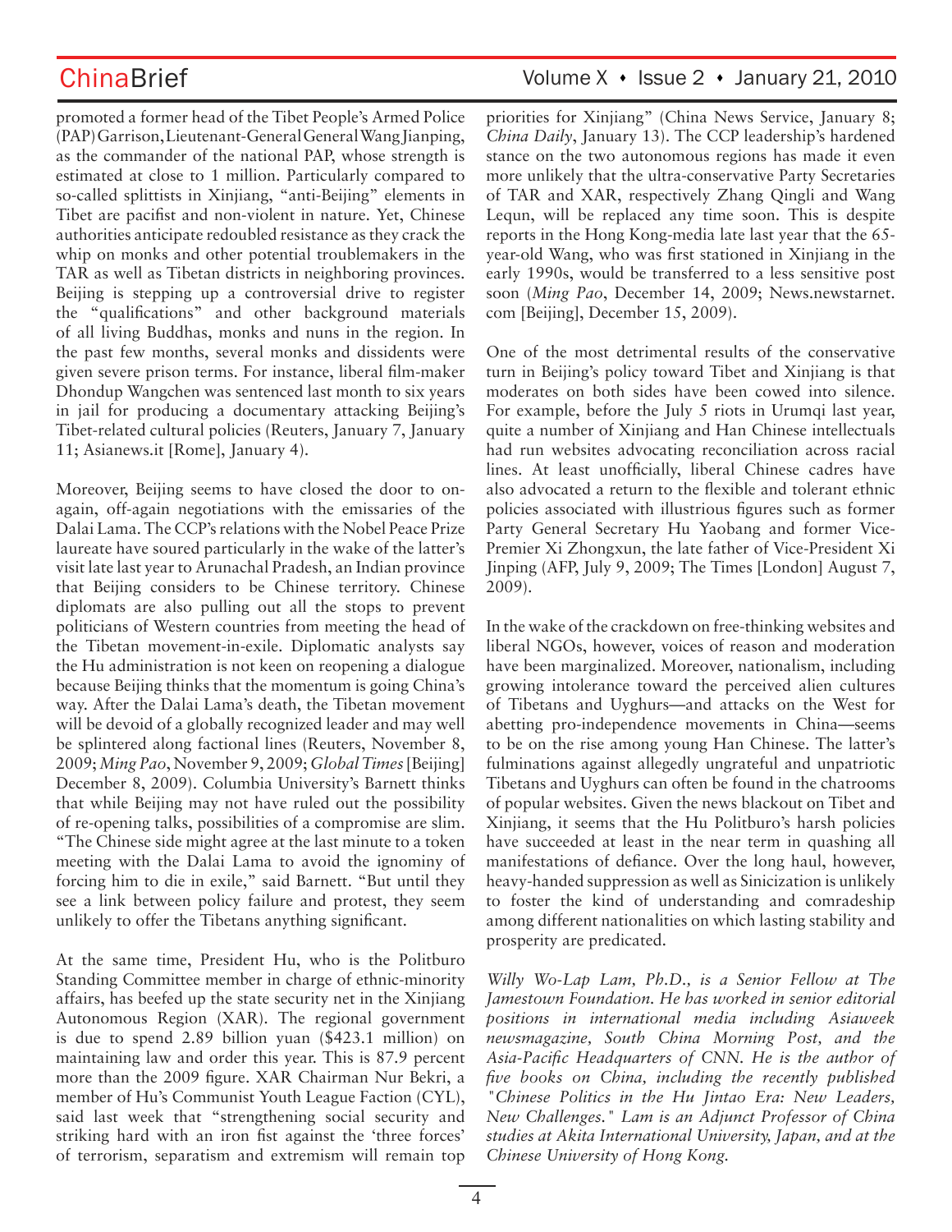promoted a former head of the Tibet People's Armed Police (PAP) Garrison, Lieutenant-General General Wang Jianping, as the commander of the national PAP, whose strength is estimated at close to 1 million. Particularly compared to so-called splittists in Xinjiang, "anti-Beijing" elements in Tibet are pacifist and non-violent in nature. Yet, Chinese authorities anticipate redoubled resistance as they crack the whip on monks and other potential troublemakers in the TAR as well as Tibetan districts in neighboring provinces. Beijing is stepping up a controversial drive to register the "qualifications" and other background materials of all living Buddhas, monks and nuns in the region. In the past few months, several monks and dissidents were given severe prison terms. For instance, liberal film-maker Dhondup Wangchen was sentenced last month to six years in jail for producing a documentary attacking Beijing's Tibet-related cultural policies (Reuters, January 7, January 11; Asianews.it [Rome], January 4).

Moreover, Beijing seems to have closed the door to on-again, off-again negotiations with the emissaries of the Dalai Lama. The CCP's relations with the Nobel Peace Prize laureate have soured particularly in the wake of the latter's visit late last year to Arunachal Pradesh, an Indian province that Beijing considers to be Chinese territory. Chinese diplomats are also pulling out all the stops to prevent politicians of Western countries from meeting the head of the Tibetan movement-in-exile. Diplomatic analysts say the Hu administration is not keen on reopening a dialogue because Beijing thinks that the momentum is going China's way. After the Dalai Lama's death, the Tibetan movement will be devoid of a globally recognized leader and may well be splintered along factional lines (Reuters, November 8, 2009; *Ming Pao*, November 9, 2009; *Global Times* [Beijing] December 8, 2009). Columbia University's Barnett thinks that while Beijing may not have ruled out the possibility of re-opening talks, possibilities of a compromise are slim. "The Chinese side might agree at the last minute to a token meeting with the Dalai Lama to avoid the ignominy of forcing him to die in exile," said Barnett. "But until they see a link between policy failure and protest, they seem unlikely to offer the Tibetans anything significant.

At the same time, President Hu, who is the Politburo Standing Committee member in charge of ethnic-minority affairs, has beefed up the state security net in the Xinjiang Autonomous Region (XAR). The regional government is due to spend 2.89 billion yuan ($423.1 million) on maintaining law and order this year. This is 87.9 percent more than the 2009 figure. XAR Chairman Nur Bekri, a member of Hu's Communist Youth League Faction (CYL), said last week that "strengthening social security and striking hard with an iron fist against the 'three forces' of terrorism, separatism and extremism will remain top priorities for Xinjiang" (China News Service, January 8; *China Daily*, January 13). The CCP leadership's hardened stance on the two autonomous regions has made it even more unlikely that the ultra-conservative Party Secretaries of TAR and XAR, respectively Zhang Qingli and Wang Lequn, will be replaced any time soon. This is despite reports in the Hong Kong-media late last year that the 65-year-old Wang, who was first stationed in Xinjiang in the early 1990s, would be transferred to a less sensitive post soon (*Ming Pao*, December 14, 2009; News.newstarnet.com [Beijing], December 15, 2009).

One of the most detrimental results of the conservative turn in Beijing's policy toward Tibet and Xinjiang is that moderates on both sides have been cowed into silence. For example, before the July 5 riots in Urumqi last year, quite a number of Xinjiang and Han Chinese intellectuals had run websites advocating reconciliation across racial lines. At least unofficially, liberal Chinese cadres have also advocated a return to the flexible and tolerant ethnic policies associated with illustrious figures such as former Party General Secretary Hu Yaobang and former Vice-Premier Xi Zhongxun, the late father of Vice-President Xi Jinping (AFP, July 9, 2009; The Times [London] August 7, 2009).

In the wake of the crackdown on free-thinking websites and liberal NGOs, however, voices of reason and moderation have been marginalized. Moreover, nationalism, including growing intolerance toward the perceived alien cultures of Tibetans and Uyghurs—and attacks on the West for abetting pro-independence movements in China—seems to be on the rise among young Han Chinese. The latter's fulminations against allegedly ungrateful and unpatriotic Tibetans and Uyghurs can often be found in the chatrooms of popular websites. Given the news blackout on Tibet and Xinjiang, it seems that the Hu Politburo's harsh policies have succeeded at least in the near term in quashing all manifestations of defiance. Over the long haul, however, heavy-handed suppression as well as Sinicization is unlikely to foster the kind of understanding and comradeship among different nationalities on which lasting stability and prosperity are predicated.

*Willy Wo-Lap Lam, Ph.D., is a Senior Fellow at The Jamestown Foundation. He has worked in senior editorial positions in international media including Asiaweek newsmagazine, South China Morning Post, and the Asia-Pacific Headquarters of CNN. He is the author of five books on China, including the recently published "Chinese Politics in the Hu Jintao Era: New Leaders, New Challenges." Lam is an Adjunct Professor of China studies at Akita International University, Japan, and at the Chinese University of Hong Kong.*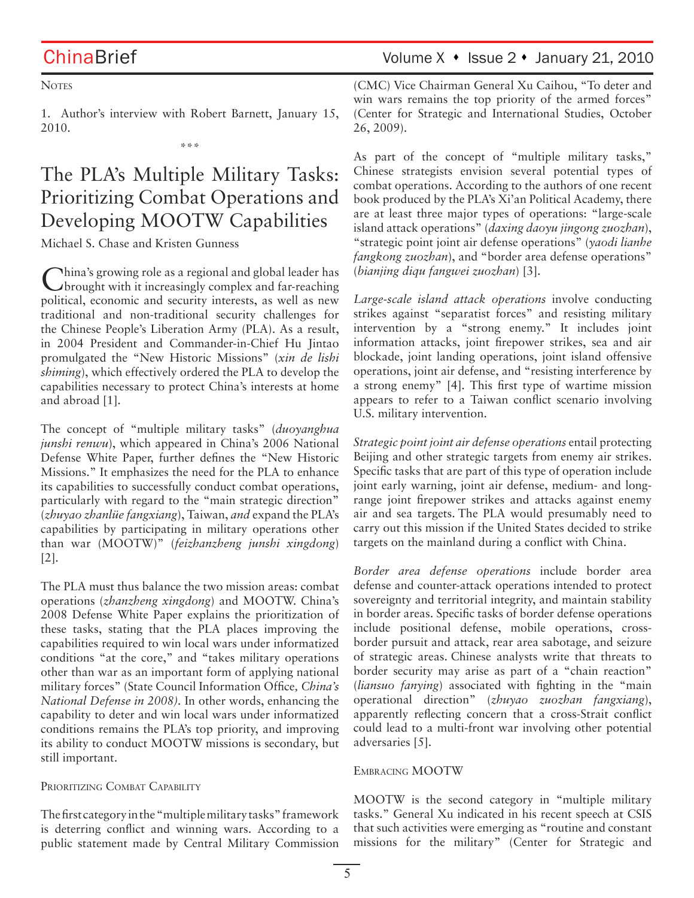Notes

1. Author's interview with Robert Barnett, January 15, 2010.

\*\*\*

# The PLA's Multiple Military Tasks: Prioritizing Combat Operations and Developing MOOTW Capabilities

Michael S. Chase and Kristen Gunness

China's growing role as a regional and global leader has brought with it increasingly complex and far-reaching political, economic and security interests, as well as new traditional and non-traditional security challenges for the Chinese People's Liberation Army (PLA). As a result, in 2004 President and Commander-in-Chief Hu Jintao promulgated the "New Historic Missions" (*xin de lishi shiming*), which effectively ordered the PLA to develop the capabilities necessary to protect China's interests at home and abroad [1].

The concept of "multiple military tasks" (*duoyanghua junshi renwu*), which appeared in China's 2006 National Defense White Paper, further defines the "New Historic Missions." It emphasizes the need for the PLA to enhance its capabilities to successfully conduct combat operations, particularly with regard to the "main strategic direction" (*zhuyao zhanlüe fangxiang*), Taiwan, *and* expand the PLA's capabilities by participating in military operations other than war (MOOTW)" (*feizhanzheng junshi xingdong*) [2].

The PLA must thus balance the two mission areas: combat operations (*zhanzheng xingdong*) and MOOTW. China's 2008 Defense White Paper explains the prioritization of these tasks, stating that the PLA places improving the capabilities required to win local wars under informatized conditions "at the core," and "takes military operations other than war as an important form of applying national military forces" (State Council Information Office, *China's National Defense in 2008)*. In other words, enhancing the capability to deter and win local wars under informatized conditions remains the PLA's top priority, and improving its ability to conduct MOOTW missions is secondary, but still important.

## Prioritizing Combat Capability

The first category in the "multiple military tasks" framework is deterring conflict and winning wars. According to a public statement made by Central Military Commission (CMC) Vice Chairman General Xu Caihou, "To deter and win wars remains the top priority of the armed forces" (Center for Strategic and International Studies, October 26, 2009).

As part of the concept of "multiple military tasks," Chinese strategists envision several potential types of combat operations. According to the authors of one recent book produced by the PLA's Xi'an Political Academy, there are at least three major types of operations: "large-scale island attack operations" (*daxing daoyu jingong zuozhan*), "strategic point joint air defense operations" (*yaodi lianhe fangkong zuozhan*), and "border area defense operations" (*bianjing diqu fangwei zuozhan*) [3].

*Large-scale island attack operations* involve conducting strikes against "separatist forces" and resisting military intervention by a "strong enemy." It includes joint information attacks, joint firepower strikes, sea and air blockade, joint landing operations, joint island offensive operations, joint air defense, and "resisting interference by a strong enemy" [4]. This first type of wartime mission appears to refer to a Taiwan conflict scenario involving U.S. military intervention.

*Strategic point joint air defense operations* entail protecting Beijing and other strategic targets from enemy air strikes. Specific tasks that are part of this type of operation include joint early warning, joint air defense, medium- and long-range joint firepower strikes and attacks against enemy air and sea targets. The PLA would presumably need to carry out this mission if the United States decided to strike targets on the mainland during a conflict with China.

*Border area defense operations* include border area defense and counter-attack operations intended to protect sovereignty and territorial integrity, and maintain stability in border areas. Specific tasks of border defense operations include positional defense, mobile operations, cross-border pursuit and attack, rear area sabotage, and seizure of strategic areas. Chinese analysts write that threats to border security may arise as part of a "chain reaction" (*liansuo fanying*) associated with fighting in the "main operational direction" (*zhuyao zuozhan fangxiang*), apparently reflecting concern that a cross-Strait conflict could lead to a multi-front war involving other potential adversaries [5].

## Embracing MOOTW

MOOTW is the second category in "multiple military tasks." General Xu indicated in his recent speech at CSIS that such activities were emerging as "routine and constant missions for the military" (Center for Strategic and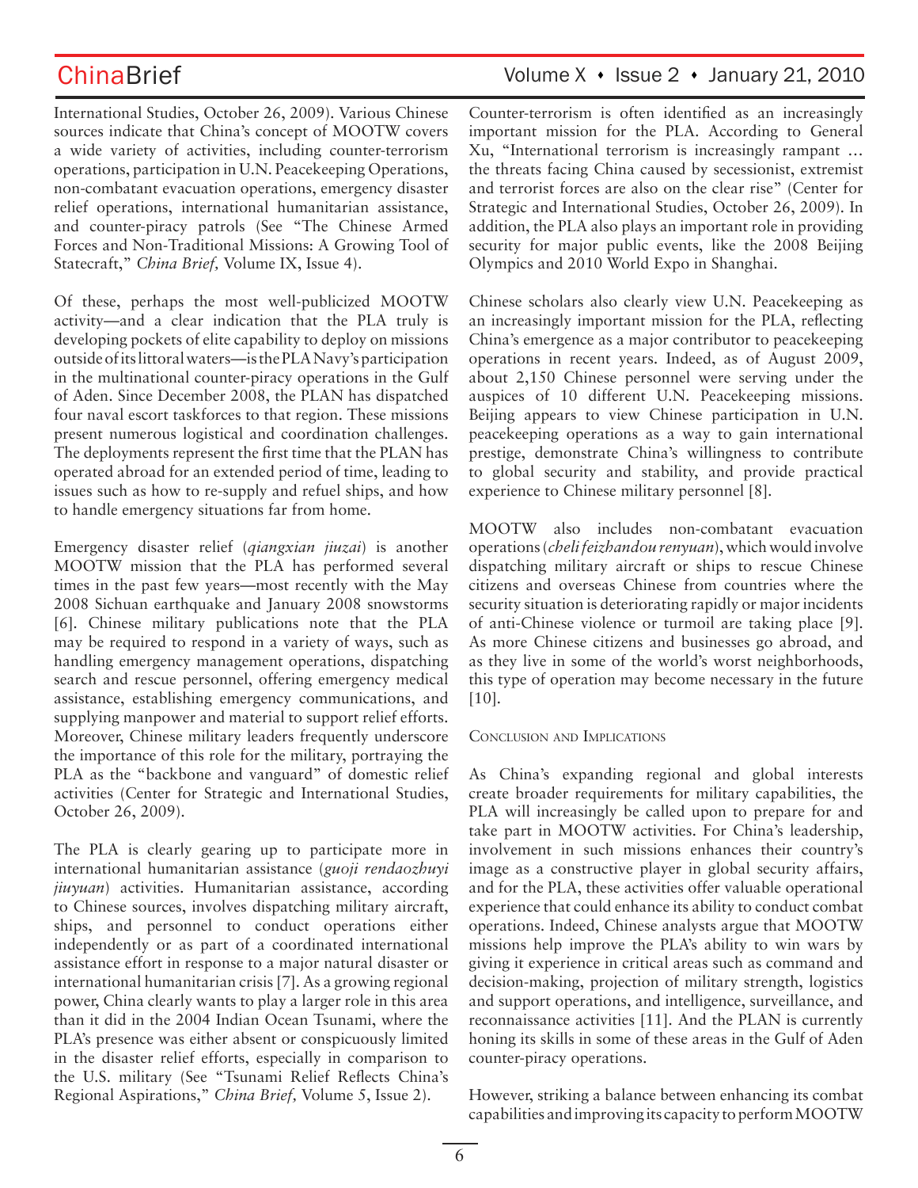International Studies, October 26, 2009). Various Chinese sources indicate that China's concept of MOOTW covers a wide variety of activities, including counter-terrorism operations, participation in U.N. Peacekeeping Operations, non-combatant evacuation operations, emergency disaster relief operations, international humanitarian assistance, and counter-piracy patrols (See "The Chinese Armed Forces and Non-Traditional Missions: A Growing Tool of Statecraft," *China Brief,* Volume IX, Issue 4).

Of these, perhaps the most well-publicized MOOTW activity—and a clear indication that the PLA truly is developing pockets of elite capability to deploy on missions outside of its littoral waters—is the PLA Navy's participation in the multinational counter-piracy operations in the Gulf of Aden. Since December 2008, the PLAN has dispatched four naval escort taskforces to that region. These missions present numerous logistical and coordination challenges. The deployments represent the first time that the PLAN has operated abroad for an extended period of time, leading to issues such as how to re-supply and refuel ships, and how to handle emergency situations far from home.

Emergency disaster relief (*qiangxian jiuzai*) is another MOOTW mission that the PLA has performed several times in the past few years—most recently with the May 2008 Sichuan earthquake and January 2008 snowstorms [6]. Chinese military publications note that the PLA may be required to respond in a variety of ways, such as handling emergency management operations, dispatching search and rescue personnel, offering emergency medical assistance, establishing emergency communications, and supplying manpower and material to support relief efforts. Moreover, Chinese military leaders frequently underscore the importance of this role for the military, portraying the PLA as the "backbone and vanguard" of domestic relief activities (Center for Strategic and International Studies, October 26, 2009).

The PLA is clearly gearing up to participate more in international humanitarian assistance (*guoji rendaozhuyi jiuyuan*) activities. Humanitarian assistance, according to Chinese sources, involves dispatching military aircraft, ships, and personnel to conduct operations either independently or as part of a coordinated international assistance effort in response to a major natural disaster or international humanitarian crisis [7]. As a growing regional power, China clearly wants to play a larger role in this area than it did in the 2004 Indian Ocean Tsunami, where the PLA's presence was either absent or conspicuously limited in the disaster relief efforts, especially in comparison to the U.S. military (See "Tsunami Relief Reflects China's Regional Aspirations," *China Brief,* Volume 5, Issue 2).

Counter-terrorism is often identified as an increasingly important mission for the PLA. According to General Xu, "International terrorism is increasingly rampant … the threats facing China caused by secessionist, extremist and terrorist forces are also on the clear rise" (Center for Strategic and International Studies, October 26, 2009). In addition, the PLA also plays an important role in providing security for major public events, like the 2008 Beijing Olympics and 2010 World Expo in Shanghai.

Chinese scholars also clearly view U.N. Peacekeeping as an increasingly important mission for the PLA, reflecting China's emergence as a major contributor to peacekeeping operations in recent years. Indeed, as of August 2009, about 2,150 Chinese personnel were serving under the auspices of 10 different U.N. Peacekeeping missions. Beijing appears to view Chinese participation in U.N. peacekeeping operations as a way to gain international prestige, demonstrate China's willingness to contribute to global security and stability, and provide practical experience to Chinese military personnel [8].

MOOTW also includes non-combatant evacuation operations (*cheli feizhandou renyuan*), which would involve dispatching military aircraft or ships to rescue Chinese citizens and overseas Chinese from countries where the security situation is deteriorating rapidly or major incidents of anti-Chinese violence or turmoil are taking place [9]. As more Chinese citizens and businesses go abroad, and as they live in some of the world's worst neighborhoods, this type of operation may become necessary in the future [10].

## Conclusion and Implications

As China's expanding regional and global interests create broader requirements for military capabilities, the PLA will increasingly be called upon to prepare for and take part in MOOTW activities. For China's leadership, involvement in such missions enhances their country's image as a constructive player in global security affairs, and for the PLA, these activities offer valuable operational experience that could enhance its ability to conduct combat operations. Indeed, Chinese analysts argue that MOOTW missions help improve the PLA's ability to win wars by giving it experience in critical areas such as command and decision-making, projection of military strength, logistics and support operations, and intelligence, surveillance, and reconnaissance activities [11]. And the PLAN is currently honing its skills in some of these areas in the Gulf of Aden counter-piracy operations.

However, striking a balance between enhancing its combat capabilities and improving its capacity to perform MOOTW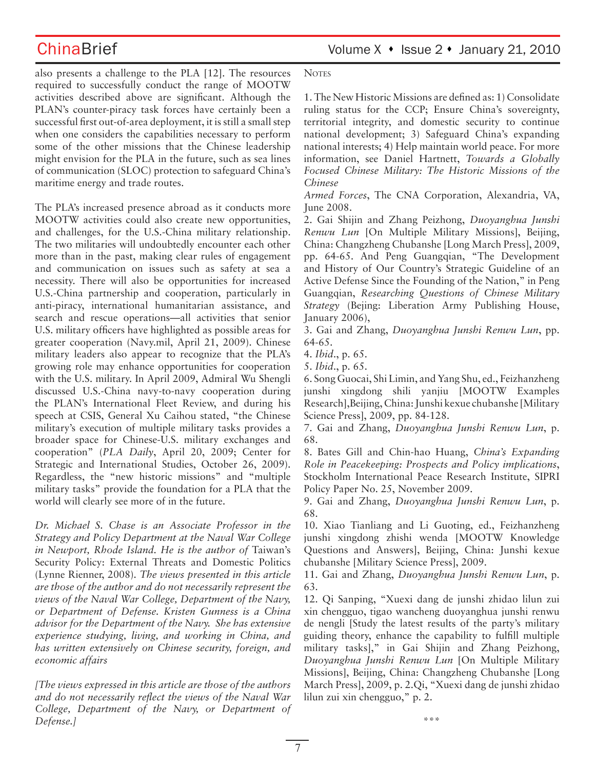also presents a challenge to the PLA [12]. The resources required to successfully conduct the range of MOOTW activities described above are significant. Although the PLAN's counter-piracy task forces have certainly been a successful first out-of-area deployment, it is still a small step when one considers the capabilities necessary to perform some of the other missions that the Chinese leadership might envision for the PLA in the future, such as sea lines of communication (SLOC) protection to safeguard China's maritime energy and trade routes.

The PLA's increased presence abroad as it conducts more MOOTW activities could also create new opportunities, and challenges, for the U.S.-China military relationship. The two militaries will undoubtedly encounter each other more than in the past, making clear rules of engagement and communication on issues such as safety at sea a necessity. There will also be opportunities for increased U.S.-China partnership and cooperation, particularly in anti-piracy, international humanitarian assistance, and search and rescue operations—all activities that senior U.S. military officers have highlighted as possible areas for greater cooperation (Navy.mil, April 21, 2009). Chinese military leaders also appear to recognize that the PLA's growing role may enhance opportunities for cooperation with the U.S. military. In April 2009, Admiral Wu Shengli discussed U.S.-China navy-to-navy cooperation during the PLAN's International Fleet Review, and during his speech at CSIS, General Xu Caihou stated, "the Chinese military's execution of multiple military tasks provides a broader space for Chinese-U.S. military exchanges and cooperation" (*PLA Daily*, April 20, 2009; Center for Strategic and International Studies, October 26, 2009). Regardless, the "new historic missions" and "multiple military tasks" provide the foundation for a PLA that the world will clearly see more of in the future.

*Dr. Michael S. Chase is an Associate Professor in the Strategy and Policy Department at the Naval War College in Newport, Rhode Island. He is the author of* Taiwan's Security Policy: External Threats and Domestic Politics (Lynne Rienner, 2008). *The views presented in this article are those of the author and do not necessarily represent the views of the Naval War College, Department of the Navy, or Department of Defense. Kristen Gunness is a China advisor for the Department of the Navy. She has extensive experience studying, living, and working in China, and has written extensively on Chinese security, foreign, and economic affairs*

*[The views expressed in this article are those of the authors and do not necessarily reflect the views of the Naval War College, Department of the Navy, or Department of Defense.]*

NOTES

1. The New Historic Missions are defined as: 1) Consolidate ruling status for the CCP; Ensure China's sovereignty, territorial integrity, and domestic security to continue national development; 3) Safeguard China's expanding national interests; 4) Help maintain world peace. For more information, see Daniel Hartnett, *Towards a Globally Focused Chinese Military: The Historic Missions of the Chinese Armed Forces*, The CNA Corporation, Alexandria, VA, June 2008.
2. Gai Shijin and Zhang Peizhong, *Duoyanghua Junshi Renwu Lun* [On Multiple Military Missions], Beijing, China: Changzheng Chubanshe [Long March Press], 2009, pp. 64-65. And Peng Guangqian, "The Development and History of Our Country's Strategic Guideline of an Active Defense Since the Founding of the Nation," in Peng Guangqian, *Researching Questions of Chinese Military Strategy* (Bejing: Liberation Army Publishing House, January 2006),
3. Gai and Zhang, *Duoyanghua Junshi Renwu Lun*, pp. 64-65.
4. *Ibid*., p. 65.
5. *Ibid*., p. 65.
6. Song Guocai, Shi Limin, and Yang Shu, ed., Feizhanzheng junshi xingdong shili yanjiu [MOOTW Examples Research],Beijing, China: Junshi kexue chubanshe [Military Science Press], 2009, pp. 84-128.
7. Gai and Zhang, *Duoyanghua Junshi Renwu Lun*, p. 68.
8. Bates Gill and Chin-hao Huang, *China's Expanding Role in Peacekeeping: Prospects and Policy implications*, Stockholm International Peace Research Institute, SIPRI Policy Paper No. 25, November 2009.
9. Gai and Zhang, *Duoyanghua Junshi Renwu Lun*, p. 68.
10. Xiao Tianliang and Li Guoting, ed., Feizhanzheng junshi xingdong zhishi wenda [MOOTW Knowledge Questions and Answers], Beijing, China: Junshi kexue chubanshe [Military Science Press], 2009.
11. Gai and Zhang, *Duoyanghua Junshi Renwu Lun*, p. 63.
12. Qi Sanping, "Xuexi dang de junshi zhidao lilun zui xin chengguo, tigao wancheng duoyanghua junshi renwu de nengli [Study the latest results of the party's military guiding theory, enhance the capability to fulfill multiple military tasks]," in Gai Shijin and Zhang Peizhong, *Duoyanghua Junshi Renwu Lun* [On Multiple Military Missions], Beijing, China: Changzheng Chubanshe [Long March Press], 2009, p. 2.Qi, "Xuexi dang de junshi zhidao lilun zui xin chengguo," p. 2.

\*\*\*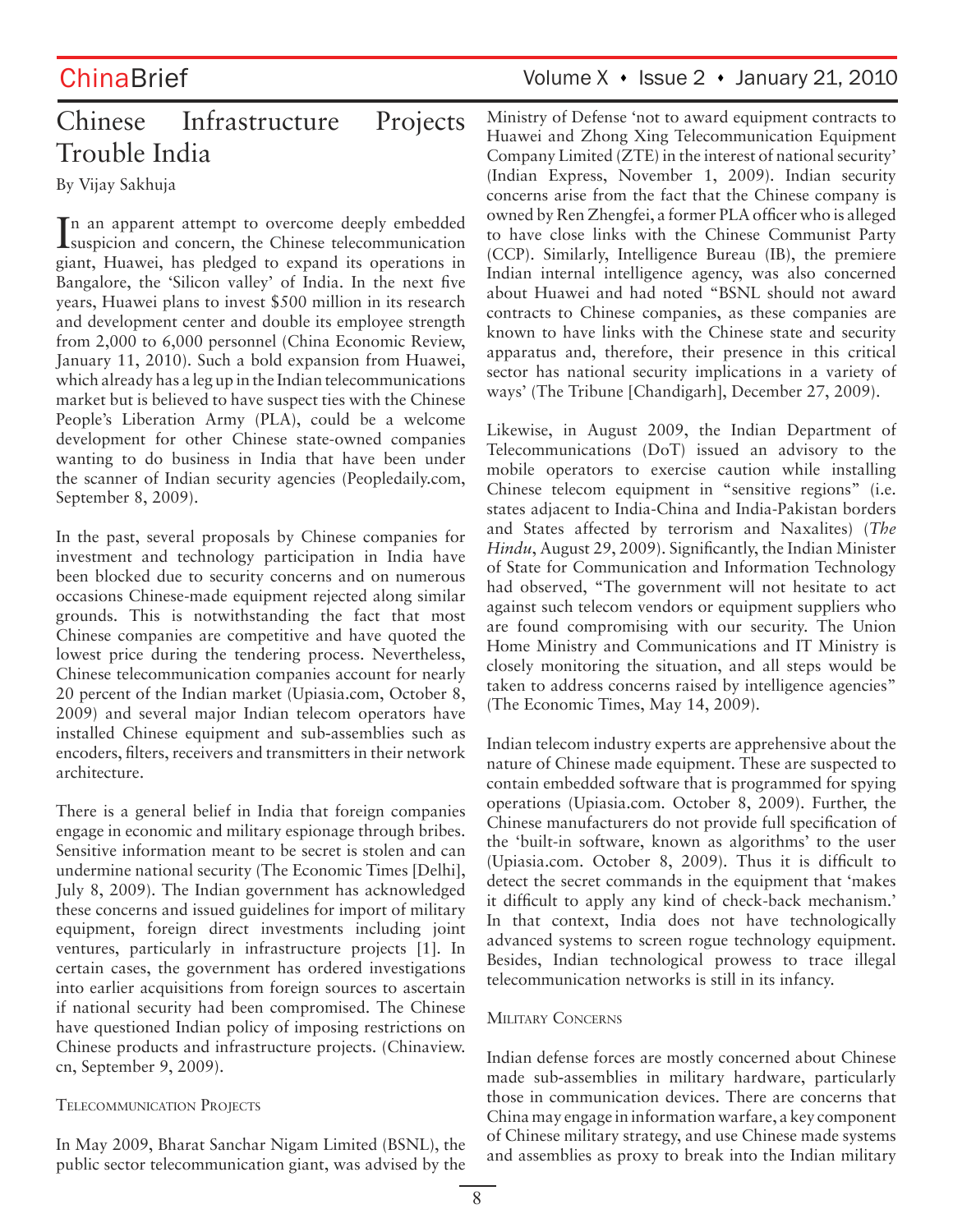# Chinese Infrastructure Projects Trouble India

By Vijay Sakhuja

In an apparent attempt to overcome deeply embedded suspicion and concern, the Chinese telecommunication giant, Huawei, has pledged to expand its operations in Bangalore, the 'Silicon valley' of India. In the next five years, Huawei plans to invest $500 million in its research and development center and double its employee strength from 2,000 to 6,000 personnel (China Economic Review, January 11, 2010). Such a bold expansion from Huawei, which already has a leg up in the Indian telecommunications market but is believed to have suspect ties with the Chinese People's Liberation Army (PLA), could be a welcome development for other Chinese state-owned companies wanting to do business in India that have been under the scanner of Indian security agencies (Peopledaily.com, September 8, 2009).

In the past, several proposals by Chinese companies for investment and technology participation in India have been blocked due to security concerns and on numerous occasions Chinese-made equipment rejected along similar grounds. This is notwithstanding the fact that most Chinese companies are competitive and have quoted the lowest price during the tendering process. Nevertheless, Chinese telecommunication companies account for nearly 20 percent of the Indian market (Upiasia.com, October 8, 2009) and several major Indian telecom operators have installed Chinese equipment and sub-assemblies such as encoders, filters, receivers and transmitters in their network architecture.

There is a general belief in India that foreign companies engage in economic and military espionage through bribes. Sensitive information meant to be secret is stolen and can undermine national security (The Economic Times [Delhi], July 8, 2009). The Indian government has acknowledged these concerns and issued guidelines for import of military equipment, foreign direct investments including joint ventures, particularly in infrastructure projects [1]. In certain cases, the government has ordered investigations into earlier acquisitions from foreign sources to ascertain if national security had been compromised. The Chinese have questioned Indian policy of imposing restrictions on Chinese products and infrastructure projects. (Chinaview.cn, September 9, 2009).

## Telecommunication Projects

In May 2009, Bharat Sanchar Nigam Limited (BSNL), the public sector telecommunication giant, was advised by the Ministry of Defense 'not to award equipment contracts to Huawei and Zhong Xing Telecommunication Equipment Company Limited (ZTE) in the interest of national security' (Indian Express, November 1, 2009). Indian security concerns arise from the fact that the Chinese company is owned by Ren Zhengfei, a former PLA officer who is alleged to have close links with the Chinese Communist Party (CCP). Similarly, Intelligence Bureau (IB), the premiere Indian internal intelligence agency, was also concerned about Huawei and had noted "BSNL should not award contracts to Chinese companies, as these companies are known to have links with the Chinese state and security apparatus and, therefore, their presence in this critical sector has national security implications in a variety of ways' (The Tribune [Chandigarh], December 27, 2009).

Likewise, in August 2009, the Indian Department of Telecommunications (DoT) issued an advisory to the mobile operators to exercise caution while installing Chinese telecom equipment in "sensitive regions" (i.e. states adjacent to India-China and India-Pakistan borders and States affected by terrorism and Naxalites) (*The Hindu*, August 29, 2009). Significantly, the Indian Minister of State for Communication and Information Technology had observed, "The government will not hesitate to act against such telecom vendors or equipment suppliers who are found compromising with our security. The Union Home Ministry and Communications and IT Ministry is closely monitoring the situation, and all steps would be taken to address concerns raised by intelligence agencies" (The Economic Times, May 14, 2009).

Indian telecom industry experts are apprehensive about the nature of Chinese made equipment. These are suspected to contain embedded software that is programmed for spying operations (Upiasia.com. October 8, 2009). Further, the Chinese manufacturers do not provide full specification of the 'built-in software, known as algorithms' to the user (Upiasia.com. October 8, 2009). Thus it is difficult to detect the secret commands in the equipment that 'makes it difficult to apply any kind of check-back mechanism.' In that context, India does not have technologically advanced systems to screen rogue technology equipment. Besides, Indian technological prowess to trace illegal telecommunication networks is still in its infancy.

## Military Concerns

Indian defense forces are mostly concerned about Chinese made sub-assemblies in military hardware, particularly those in communication devices. There are concerns that China may engage in information warfare, a key component of Chinese military strategy, and use Chinese made systems and assemblies as proxy to break into the Indian military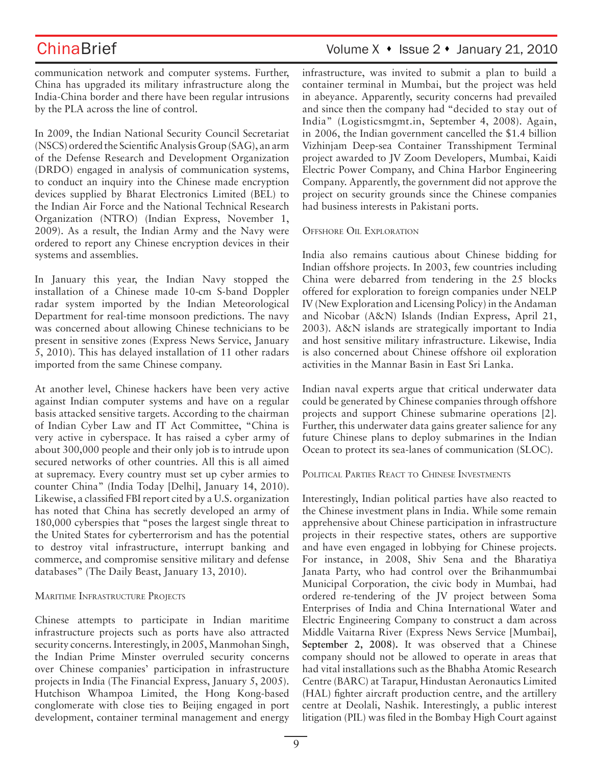communication network and computer systems. Further, China has upgraded its military infrastructure along the India-China border and there have been regular intrusions by the PLA across the line of control.

In 2009, the Indian National Security Council Secretariat (NSCS) ordered the Scientific Analysis Group (SAG), an arm of the Defense Research and Development Organization (DRDO) engaged in analysis of communication systems, to conduct an inquiry into the Chinese made encryption devices supplied by Bharat Electronics Limited (BEL) to the Indian Air Force and the National Technical Research Organization (NTRO) (Indian Express, November 1, 2009). As a result, the Indian Army and the Navy were ordered to report any Chinese encryption devices in their systems and assemblies.

In January this year, the Indian Navy stopped the installation of a Chinese made 10-cm S-band Doppler radar system imported by the Indian Meteorological Department for real-time monsoon predictions. The navy was concerned about allowing Chinese technicians to be present in sensitive zones (Express News Service, January 5, 2010). This has delayed installation of 11 other radars imported from the same Chinese company.

At another level, Chinese hackers have been very active against Indian computer systems and have on a regular basis attacked sensitive targets. According to the chairman of Indian Cyber Law and IT Act Committee, "China is very active in cyberspace. It has raised a cyber army of about 300,000 people and their only job is to intrude upon secured networks of other countries. All this is all aimed at supremacy. Every country must set up cyber armies to counter China" (India Today [Delhi], January 14, 2010). Likewise, a classified FBI report cited by a U.S. organization has noted that China has secretly developed an army of 180,000 cyberspies that "poses the largest single threat to the United States for cyberterrorism and has the potential to destroy vital infrastructure, interrupt banking and commerce, and compromise sensitive military and defense databases" (The Daily Beast, January 13, 2010).

### Maritime Infrastructure Projects

Chinese attempts to participate in Indian maritime infrastructure projects such as ports have also attracted security concerns. Interestingly, in 2005, Manmohan Singh, the Indian Prime Minster overruled security concerns over Chinese companies' participation in infrastructure projects in India (The Financial Express, January 5, 2005). Hutchison Whampoa Limited, the Hong Kong-based conglomerate with close ties to Beijing engaged in port development, container terminal management and energy infrastructure, was invited to submit a plan to build a container terminal in Mumbai, but the project was held in abeyance. Apparently, security concerns had prevailed and since then the company had "decided to stay out of India" (Logisticsmgmt.in, September 4, 2008). Again, in 2006, the Indian government cancelled the $1.4 billion Vizhinjam Deep-sea Container Transshipment Terminal project awarded to JV Zoom Developers, Mumbai, Kaidi Electric Power Company, and China Harbor Engineering Company. Apparently, the government did not approve the project on security grounds since the Chinese companies had business interests in Pakistani ports.

### Offshore Oil Exploration

India also remains cautious about Chinese bidding for Indian offshore projects. In 2003, few countries including China were debarred from tendering in the 25 blocks offered for exploration to foreign companies under NELP IV (New Exploration and Licensing Policy) in the Andaman and Nicobar (A&N) Islands (Indian Express, April 21, 2003). A&N islands are strategically important to India and host sensitive military infrastructure. Likewise, India is also concerned about Chinese offshore oil exploration activities in the Mannar Basin in East Sri Lanka.

Indian naval experts argue that critical underwater data could be generated by Chinese companies through offshore projects and support Chinese submarine operations [2]. Further, this underwater data gains greater salience for any future Chinese plans to deploy submarines in the Indian Ocean to protect its sea-lanes of communication (SLOC).

### Political Parties React to Chinese Investments

Interestingly, Indian political parties have also reacted to the Chinese investment plans in India. While some remain apprehensive about Chinese participation in infrastructure projects in their respective states, others are supportive and have even engaged in lobbying for Chinese projects. For instance, in 2008, Shiv Sena and the Bharatiya Janata Party, who had control over the Brihanmumbai Municipal Corporation, the civic body in Mumbai, had ordered re-tendering of the JV project between Soma Enterprises of India and China International Water and Electric Engineering Company to construct a dam across Middle Vaitarna River (Express News Service [Mumbai], **September 2, 2008**). It was observed that a Chinese company should not be allowed to operate in areas that had vital installations such as the Bhabha Atomic Research Centre (BARC) at Tarapur, Hindustan Aeronautics Limited (HAL) fighter aircraft production centre, and the artillery centre at Deolali, Nashik. Interestingly, a public interest litigation (PIL) was filed in the Bombay High Court against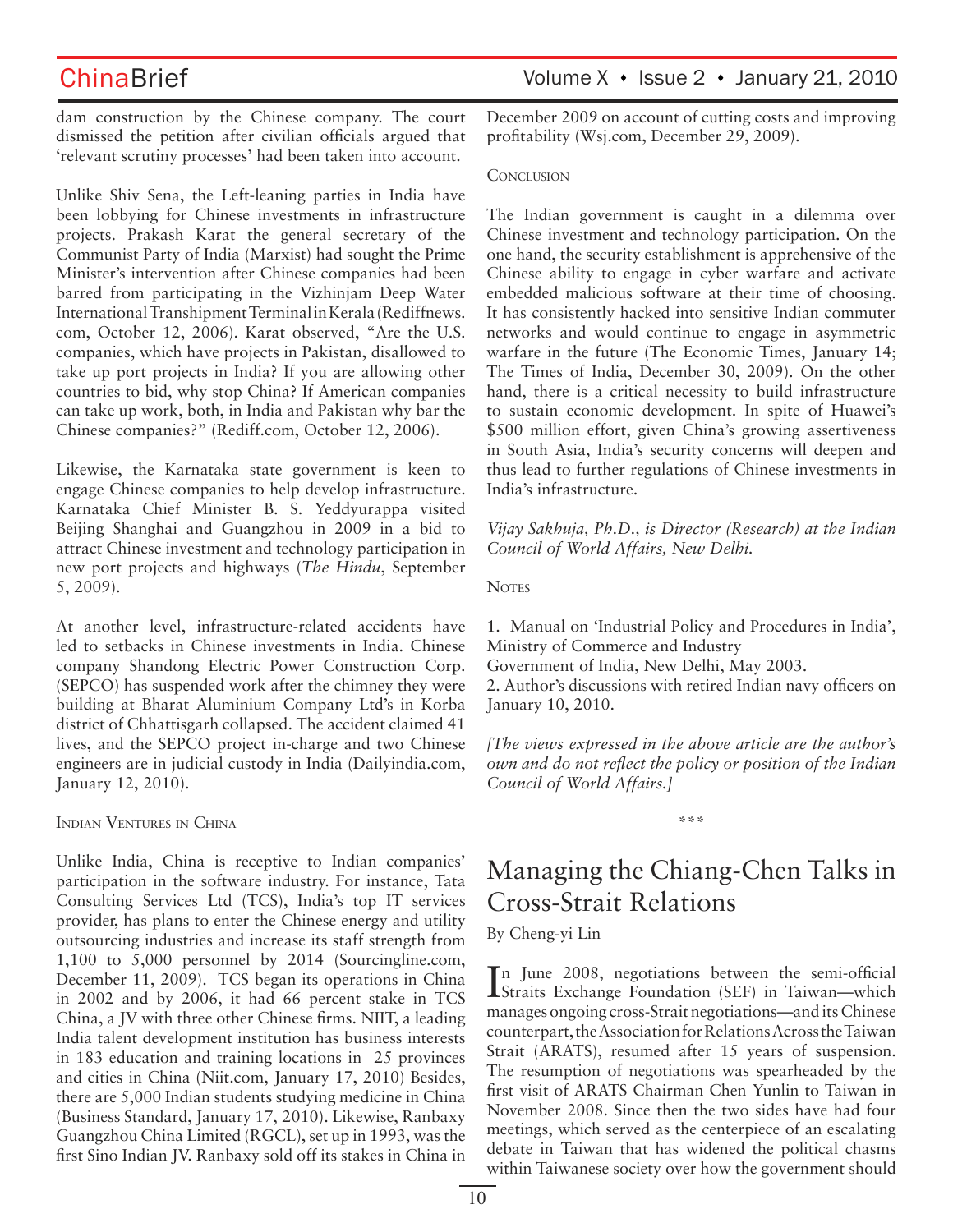dam construction by the Chinese company. The court dismissed the petition after civilian officials argued that 'relevant scrutiny processes' had been taken into account.

Unlike Shiv Sena, the Left-leaning parties in India have been lobbying for Chinese investments in infrastructure projects. Prakash Karat the general secretary of the Communist Party of India (Marxist) had sought the Prime Minister's intervention after Chinese companies had been barred from participating in the Vizhinjam Deep Water International Transhipment Terminal in Kerala (Rediffnews.com, October 12, 2006). Karat observed, "Are the U.S. companies, which have projects in Pakistan, disallowed to take up port projects in India? If you are allowing other countries to bid, why stop China? If American companies can take up work, both, in India and Pakistan why bar the Chinese companies?" (Rediff.com, October 12, 2006).

Likewise, the Karnataka state government is keen to engage Chinese companies to help develop infrastructure. Karnataka Chief Minister B. S. Yeddyurappa visited Beijing Shanghai and Guangzhou in 2009 in a bid to attract Chinese investment and technology participation in new port projects and highways (*The Hindu*, September 5, 2009).

At another level, infrastructure-related accidents have led to setbacks in Chinese investments in India. Chinese company Shandong Electric Power Construction Corp. (SEPCO) has suspended work after the chimney they were building at Bharat Aluminium Company Ltd's in Korba district of Chhattisgarh collapsed. The accident claimed 41 lives, and the SEPCO project in-charge and two Chinese engineers are in judicial custody in India (Dailyindia.com, January 12, 2010).

### Indian Ventures in China

Unlike India, China is receptive to Indian companies' participation in the software industry. For instance, Tata Consulting Services Ltd (TCS), India's top IT services provider, has plans to enter the Chinese energy and utility outsourcing industries and increase its staff strength from 1,100 to 5,000 personnel by 2014 (Sourcingline.com, December 11, 2009). TCS began its operations in China in 2002 and by 2006, it had 66 percent stake in TCS China, a JV with three other Chinese firms. NIIT, a leading India talent development institution has business interests in 183 education and training locations in 25 provinces and cities in China (Niit.com, January 17, 2010) Besides, there are 5,000 Indian students studying medicine in China (Business Standard, January 17, 2010). Likewise, Ranbaxy Guangzhou China Limited (RGCL), set up in 1993, was the first Sino Indian JV. Ranbaxy sold off its stakes in China in December 2009 on account of cutting costs and improving profitability (Wsj.com, December 29, 2009).

### Conclusion

The Indian government is caught in a dilemma over Chinese investment and technology participation. On the one hand, the security establishment is apprehensive of the Chinese ability to engage in cyber warfare and activate embedded malicious software at their time of choosing. It has consistently hacked into sensitive Indian commuter networks and would continue to engage in asymmetric warfare in the future (The Economic Times, January 14; The Times of India, December 30, 2009). On the other hand, there is a critical necessity to build infrastructure to sustain economic development. In spite of Huawei's $500 million effort, given China's growing assertiveness in South Asia, India's security concerns will deepen and thus lead to further regulations of Chinese investments in India's infrastructure.

*Vijay Sakhuja, Ph.D., is Director (Research) at the Indian Council of World Affairs, New Delhi.*

### Notes

1. Manual on 'Industrial Policy and Procedures in India', Ministry of Commerce and Industry
Government of India, New Delhi, May 2003.
2. Author's discussions with retired Indian navy officers on January 10, 2010.

*[The views expressed in the above article are the author's own and do not reflect the policy or position of the Indian Council of World Affairs.]*

\*\*\*

# Managing the Chiang-Chen Talks in Cross-Strait Relations

By Cheng-yi Lin

In June 2008, negotiations between the semi-official Straits Exchange Foundation (SEF) in Taiwan—which manages ongoing cross-Strait negotiations—and its Chinese counterpart, the Association for Relations Across the Taiwan Strait (ARATS), resumed after 15 years of suspension. The resumption of negotiations was spearheaded by the first visit of ARATS Chairman Chen Yunlin to Taiwan in November 2008. Since then the two sides have had four meetings, which served as the centerpiece of an escalating debate in Taiwan that has widened the political chasms within Taiwanese society over how the government should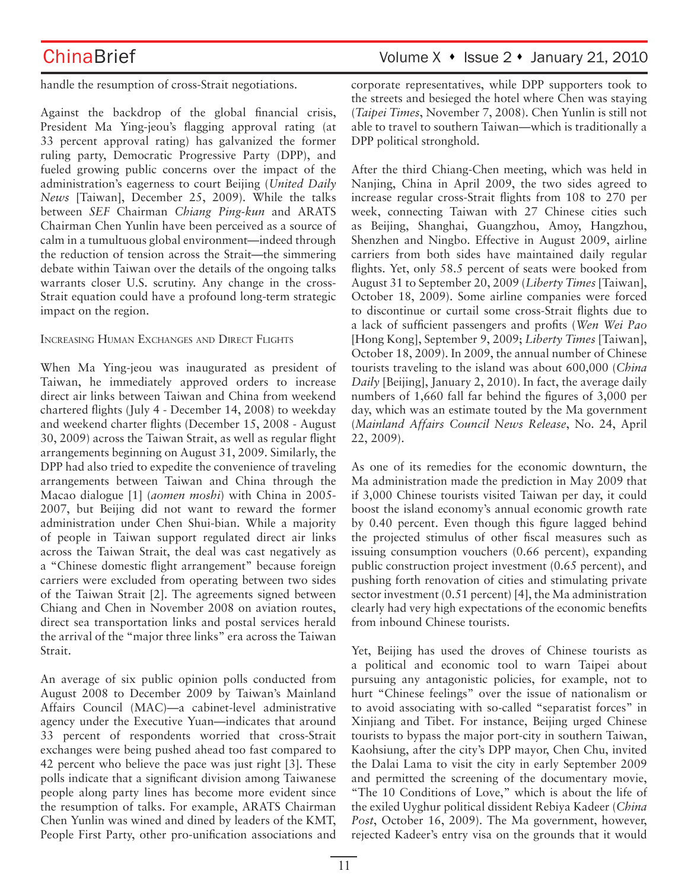handle the resumption of cross-Strait negotiations.

Against the backdrop of the global financial crisis, President Ma Ying-jeou's flagging approval rating (at 33 percent approval rating) has galvanized the former ruling party, Democratic Progressive Party (DPP), and fueled growing public concerns over the impact of the administration's eagerness to court Beijing (*United Daily News* [Taiwan], December 25, 2009). While the talks between *SEF* Chairman *Chiang Ping-kun* and ARATS Chairman Chen Yunlin have been perceived as a source of calm in a tumultuous global environment—indeed through the reduction of tension across the Strait—the simmering debate within Taiwan over the details of the ongoing talks warrants closer U.S. scrutiny. Any change in the cross-Strait equation could have a profound long-term strategic impact on the region.

### Increasing Human Exchanges and Direct Flights

When Ma Ying-jeou was inaugurated as president of Taiwan, he immediately approved orders to increase direct air links between Taiwan and China from weekend chartered flights (July 4 - December 14, 2008) to weekday and weekend charter flights (December 15, 2008 - August 30, 2009) across the Taiwan Strait, as well as regular flight arrangements beginning on August 31, 2009. Similarly, the DPP had also tried to expedite the convenience of traveling arrangements between Taiwan and China through the Macao dialogue [1] (*aomen moshi*) with China in 2005-2007, but Beijing did not want to reward the former administration under Chen Shui-bian. While a majority of people in Taiwan support regulated direct air links across the Taiwan Strait, the deal was cast negatively as a "Chinese domestic flight arrangement" because foreign carriers were excluded from operating between two sides of the Taiwan Strait [2]. The agreements signed between Chiang and Chen in November 2008 on aviation routes, direct sea transportation links and postal services herald the arrival of the "major three links" era across the Taiwan Strait.

An average of six public opinion polls conducted from August 2008 to December 2009 by Taiwan's Mainland Affairs Council (MAC)—a cabinet-level administrative agency under the Executive Yuan—indicates that around 33 percent of respondents worried that cross-Strait exchanges were being pushed ahead too fast compared to 42 percent who believe the pace was just right [3]. These polls indicate that a significant division among Taiwanese people along party lines has become more evident since the resumption of talks. For example, ARATS Chairman Chen Yunlin was wined and dined by leaders of the KMT, People First Party, other pro-unification associations and corporate representatives, while DPP supporters took to the streets and besieged the hotel where Chen was staying (*Taipei Times*, November 7, 2008). Chen Yunlin is still not able to travel to southern Taiwan—which is traditionally a DPP political stronghold.

After the third Chiang-Chen meeting, which was held in Nanjing, China in April 2009, the two sides agreed to increase regular cross-Strait flights from 108 to 270 per week, connecting Taiwan with 27 Chinese cities such as Beijing, Shanghai, Guangzhou, Amoy, Hangzhou, Shenzhen and Ningbo. Effective in August 2009, airline carriers from both sides have maintained daily regular flights. Yet, only 58.5 percent of seats were booked from August 31 to September 20, 2009 (*Liberty Times* [Taiwan], October 18, 2009). Some airline companies were forced to discontinue or curtail some cross-Strait flights due to a lack of sufficient passengers and profits (*Wen Wei Pao* [Hong Kong], September 9, 2009; *Liberty Times* [Taiwan], October 18, 2009). In 2009, the annual number of Chinese tourists traveling to the island was about 600,000 (*China Daily* [Beijing], January 2, 2010). In fact, the average daily numbers of 1,660 fall far behind the figures of 3,000 per day, which was an estimate touted by the Ma government (*Mainland Affairs Council News Release*, No. 24, April 22, 2009).

As one of its remedies for the economic downturn, the Ma administration made the prediction in May 2009 that if 3,000 Chinese tourists visited Taiwan per day, it could boost the island economy's annual economic growth rate by 0.40 percent. Even though this figure lagged behind the projected stimulus of other fiscal measures such as issuing consumption vouchers (0.66 percent), expanding public construction project investment (0.65 percent), and pushing forth renovation of cities and stimulating private sector investment (0.51 percent) [4], the Ma administration clearly had very high expectations of the economic benefits from inbound Chinese tourists.

Yet, Beijing has used the droves of Chinese tourists as a political and economic tool to warn Taipei about pursuing any antagonistic policies, for example, not to hurt "Chinese feelings" over the issue of nationalism or to avoid associating with so-called "separatist forces" in Xinjiang and Tibet. For instance, Beijing urged Chinese tourists to bypass the major port-city in southern Taiwan, Kaohsiung, after the city's DPP mayor, Chen Chu, invited the Dalai Lama to visit the city in early September 2009 and permitted the screening of the documentary movie, "The 10 Conditions of Love," which is about the life of the exiled Uyghur political dissident Rebiya Kadeer (*China Post*, October 16, 2009). The Ma government, however, rejected Kadeer's entry visa on the grounds that it would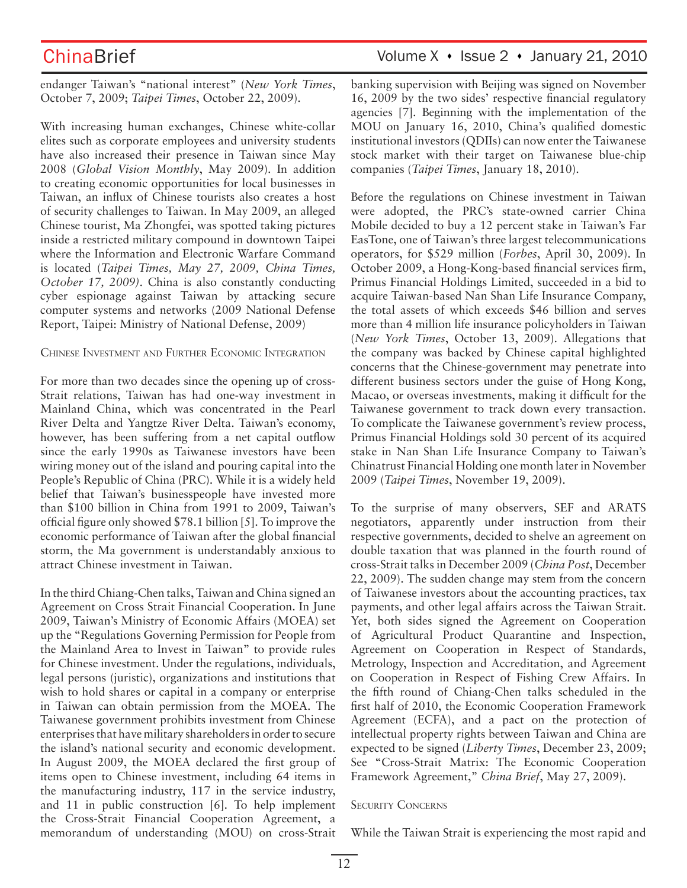endanger Taiwan's "national interest" (*New York Times*, October 7, 2009; *Taipei Times*, October 22, 2009).

With increasing human exchanges, Chinese white-collar elites such as corporate employees and university students have also increased their presence in Taiwan since May 2008 (*Global Vision Monthly*, May 2009). In addition to creating economic opportunities for local businesses in Taiwan, an influx of Chinese tourists also creates a host of security challenges to Taiwan. In May 2009, an alleged Chinese tourist, Ma Zhongfei, was spotted taking pictures inside a restricted military compound in downtown Taipei where the Information and Electronic Warfare Command is located (*Taipei Times, May 27, 2009, China Times, October 17, 2009)*. China is also constantly conducting cyber espionage against Taiwan by attacking secure computer systems and networks (2009 National Defense Report, Taipei: Ministry of National Defense, 2009)

### Chinese Investment and Further Economic Integration

For more than two decades since the opening up of cross-Strait relations, Taiwan has had one-way investment in Mainland China, which was concentrated in the Pearl River Delta and Yangtze River Delta. Taiwan's economy, however, has been suffering from a net capital outflow since the early 1990s as Taiwanese investors have been wiring money out of the island and pouring capital into the People's Republic of China (PRC). While it is a widely held belief that Taiwan's businesspeople have invested more than $100 billion in China from 1991 to 2009, Taiwan's official figure only showed $78.1 billion [5]. To improve the economic performance of Taiwan after the global financial storm, the Ma government is understandably anxious to attract Chinese investment in Taiwan.

In the third Chiang-Chen talks, Taiwan and China signed an Agreement on Cross Strait Financial Cooperation. In June 2009, Taiwan's Ministry of Economic Affairs (MOEA) set up the "Regulations Governing Permission for People from the Mainland Area to Invest in Taiwan" to provide rules for Chinese investment. Under the regulations, individuals, legal persons (juristic), organizations and institutions that wish to hold shares or capital in a company or enterprise in Taiwan can obtain permission from the MOEA. The Taiwanese government prohibits investment from Chinese enterprises that have military shareholders in order to secure the island's national security and economic development. In August 2009, the MOEA declared the first group of items open to Chinese investment, including 64 items in the manufacturing industry, 117 in the service industry, and 11 in public construction [6]. To help implement the Cross-Strait Financial Cooperation Agreement, a memorandum of understanding (MOU) on cross-Strait banking supervision with Beijing was signed on November 16, 2009 by the two sides' respective financial regulatory agencies [7]. Beginning with the implementation of the MOU on January 16, 2010, China's qualified domestic institutional investors (QDIIs) can now enter the Taiwanese stock market with their target on Taiwanese blue-chip companies (*Taipei Times*, January 18, 2010).

Before the regulations on Chinese investment in Taiwan were adopted, the PRC's state-owned carrier China Mobile decided to buy a 12 percent stake in Taiwan's Far EasTone, one of Taiwan's three largest telecommunications operators, for $529 million (*Forbes*, April 30, 2009). In October 2009, a Hong-Kong-based financial services firm, Primus Financial Holdings Limited, succeeded in a bid to acquire Taiwan-based Nan Shan Life Insurance Company, the total assets of which exceeds $46 billion and serves more than 4 million life insurance policyholders in Taiwan (*New York Times*, October 13, 2009). Allegations that the company was backed by Chinese capital highlighted concerns that the Chinese-government may penetrate into different business sectors under the guise of Hong Kong, Macao, or overseas investments, making it difficult for the Taiwanese government to track down every transaction. To complicate the Taiwanese government's review process, Primus Financial Holdings sold 30 percent of its acquired stake in Nan Shan Life Insurance Company to Taiwan's Chinatrust Financial Holding one month later in November 2009 (*Taipei Times*, November 19, 2009).

To the surprise of many observers, SEF and ARATS negotiators, apparently under instruction from their respective governments, decided to shelve an agreement on double taxation that was planned in the fourth round of cross-Strait talks in December 2009 (*China Post*, December 22, 2009). The sudden change may stem from the concern of Taiwanese investors about the accounting practices, tax payments, and other legal affairs across the Taiwan Strait. Yet, both sides signed the Agreement on Cooperation of Agricultural Product Quarantine and Inspection, Agreement on Cooperation in Respect of Standards, Metrology, Inspection and Accreditation, and Agreement on Cooperation in Respect of Fishing Crew Affairs. In the fifth round of Chiang-Chen talks scheduled in the first half of 2010, the Economic Cooperation Framework Agreement (ECFA), and a pact on the protection of intellectual property rights between Taiwan and China are expected to be signed (*Liberty Times*, December 23, 2009; See "Cross-Strait Matrix: The Economic Cooperation Framework Agreement," *China Brief*, May 27, 2009).

### Security Concerns

While the Taiwan Strait is experiencing the most rapid and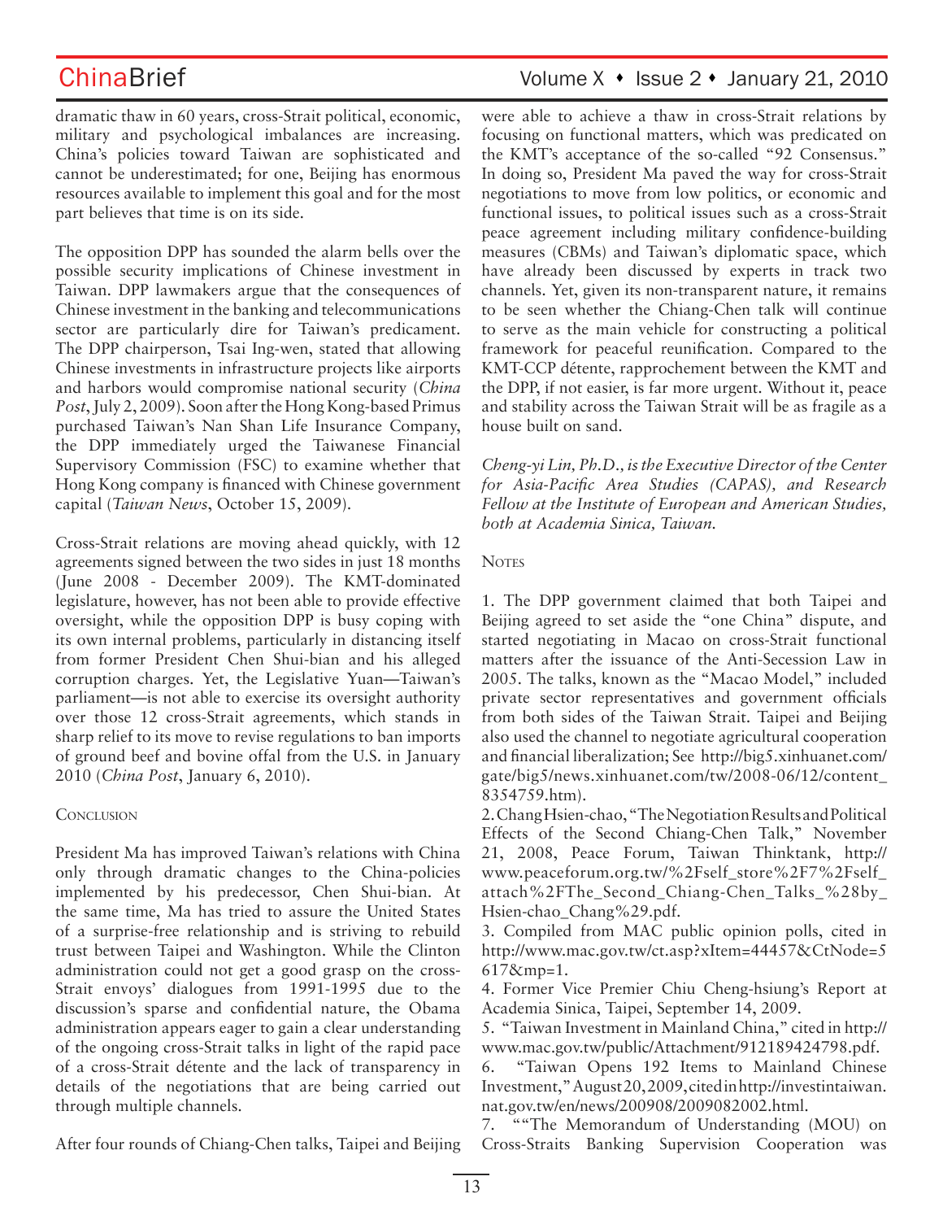dramatic thaw in 60 years, cross-Strait political, economic, military and psychological imbalances are increasing. China's policies toward Taiwan are sophisticated and cannot be underestimated; for one, Beijing has enormous resources available to implement this goal and for the most part believes that time is on its side.

The opposition DPP has sounded the alarm bells over the possible security implications of Chinese investment in Taiwan. DPP lawmakers argue that the consequences of Chinese investment in the banking and telecommunications sector are particularly dire for Taiwan's predicament. The DPP chairperson, Tsai Ing-wen, stated that allowing Chinese investments in infrastructure projects like airports and harbors would compromise national security (*China Post*, July 2, 2009). Soon after the Hong Kong-based Primus purchased Taiwan's Nan Shan Life Insurance Company, the DPP immediately urged the Taiwanese Financial Supervisory Commission (FSC) to examine whether that Hong Kong company is financed with Chinese government capital (*Taiwan News*, October 15, 2009).

Cross-Strait relations are moving ahead quickly, with 12 agreements signed between the two sides in just 18 months (June 2008 - December 2009). The KMT-dominated legislature, however, has not been able to provide effective oversight, while the opposition DPP is busy coping with its own internal problems, particularly in distancing itself from former President Chen Shui-bian and his alleged corruption charges. Yet, the Legislative Yuan—Taiwan's parliament—is not able to exercise its oversight authority over those 12 cross-Strait agreements, which stands in sharp relief to its move to revise regulations to ban imports of ground beef and bovine offal from the U.S. in January 2010 (*China Post*, January 6, 2010).

## Conclusion

President Ma has improved Taiwan's relations with China only through dramatic changes to the China-policies implemented by his predecessor, Chen Shui-bian. At the same time, Ma has tried to assure the United States of a surprise-free relationship and is striving to rebuild trust between Taipei and Washington. While the Clinton administration could not get a good grasp on the cross-Strait envoys' dialogues from 1991-1995 due to the discussion's sparse and confidential nature, the Obama administration appears eager to gain a clear understanding of the ongoing cross-Strait talks in light of the rapid pace of a cross-Strait détente and the lack of transparency in details of the negotiations that are being carried out through multiple channels.

After four rounds of Chiang-Chen talks, Taipei and Beijing were able to achieve a thaw in cross-Strait relations by focusing on functional matters, which was predicated on the KMT's acceptance of the so-called "92 Consensus." In doing so, President Ma paved the way for cross-Strait negotiations to move from low politics, or economic and functional issues, to political issues such as a cross-Strait peace agreement including military confidence-building measures (CBMs) and Taiwan's diplomatic space, which have already been discussed by experts in track two channels. Yet, given its non-transparent nature, it remains to be seen whether the Chiang-Chen talk will continue to serve as the main vehicle for constructing a political framework for peaceful reunification. Compared to the KMT-CCP détente, rapprochement between the KMT and the DPP, if not easier, is far more urgent. Without it, peace and stability across the Taiwan Strait will be as fragile as a house built on sand.

*Cheng-yi Lin, Ph.D., is the Executive Director of the Center for Asia-Pacific Area Studies (CAPAS), and Research Fellow at the Institute of European and American Studies, both at Academia Sinica, Taiwan.*

## Notes

1. The DPP government claimed that both Taipei and Beijing agreed to set aside the "one China" dispute, and started negotiating in Macao on cross-Strait functional matters after the issuance of the Anti-Secession Law in 2005. The talks, known as the "Macao Model," included private sector representatives and government officials from both sides of the Taiwan Strait. Taipei and Beijing also used the channel to negotiate agricultural cooperation and financial liberalization; See http://big5.xinhuanet.com/gate/big5/news.xinhuanet.com/tw/2008-06/12/content_8354759.htm).
2. Chang Hsien-chao, "The Negotiation Results and Political Effects of the Second Chiang-Chen Talk," November 21, 2008, Peace Forum, Taiwan Thinktank, http://www.peaceforum.org.tw/%2Fself_store%2F7%2Fself_attach%2FThe_Second_Chiang-Chen_Talks_%28by_Hsien-chao_Chang%29.pdf.
3. Compiled from MAC public opinion polls, cited in http://www.mac.gov.tw/ct.asp?xItem=44457&CtNode=5617&mp=1.
4. Former Vice Premier Chiu Cheng-hsiung's Report at Academia Sinica, Taipei, September 14, 2009.
5. "Taiwan Investment in Mainland China," cited in http://www.mac.gov.tw/public/Attachment/912189424798.pdf.
6. "Taiwan Opens 192 Items to Mainland Chinese Investment," August 20, 2009, cited in http://investintaiwan.nat.gov.tw/en/news/200908/2009082002.html.
7. ""The Memorandum of Understanding (MOU) on Cross-Straits Banking Supervision Cooperation was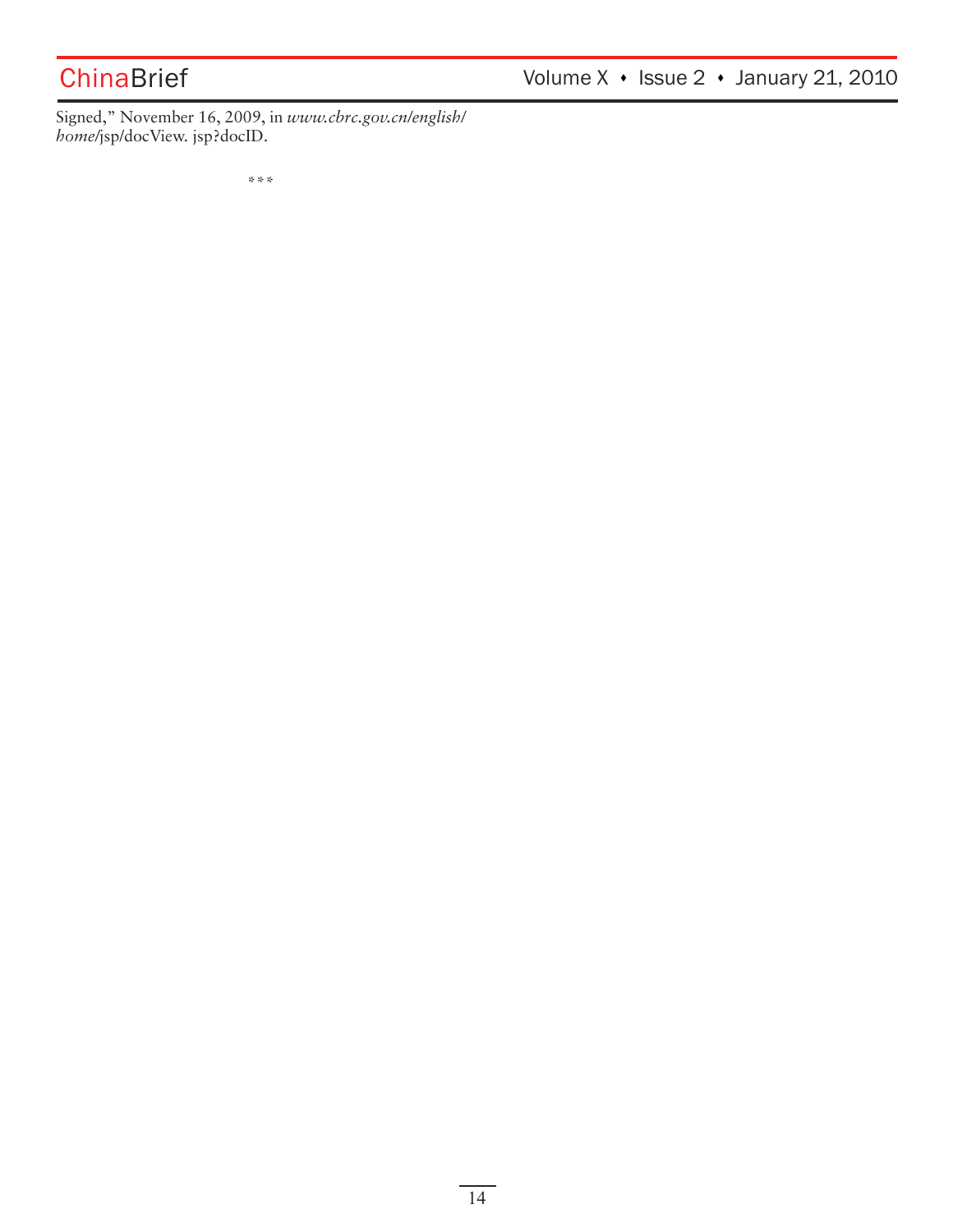Signed," November 16, 2009, in *www.cbrc.gov.cn/english/home*/jsp/docView. jsp?docID.

\*\*\*